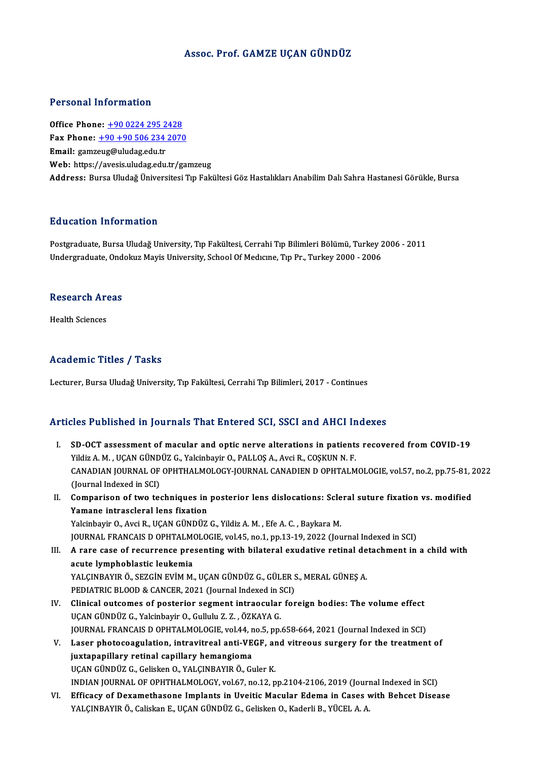# Assoc. Prof. GAMZE UÇAN GÜNDÜZ

## Personal Information

**Office Phone:** +90 0224 295 2428
**Fax Phone:** +90 +90 506 234 2070
**Email:** gamzeug@uludag.edu.tr
**Web:** https://avesis.uludag.edu.tr/gamzeug
**Address:** Bursa Uludağ Üniversitesi Tıp Fakültesi Göz Hastalıkları Anabilim Dalı Sahra Hastanesi Görükle, Bursa

## Education Information

Postgraduate, Bursa Uludağ University, Tıp Fakültesi, Cerrahi Tıp Bilimleri Bölümü, Turkey 2006 - 2011
Undergraduate, Ondokuz Mayis University, School Of Medıcıne, Tıp Pr., Turkey 2000 - 2006

## Research Areas

Health Sciences

## Academic Titles / Tasks

Lecturer, Bursa Uludağ University, Tıp Fakültesi, Cerrahi Tıp Bilimleri, 2017 - Continues

## Articles Published in Journals That Entered SCI, SSCI and AHCI Indexes

I. **SD-OCT assessment of macular and optic nerve alterations in patients recovered from COVID-19**
Yildiz A. M. , UÇAN GÜNDÜZ G., Yalcinbayir O., PALLOŞ A., Avci R., COŞKUN N. F.
CANADIAN JOURNAL OF OPHTHALMOLOGY-JOURNAL CANADIEN D OPHTALMOLOGIE, vol.57, no.2, pp.75-81, 2022 (Journal Indexed in SCI)

II. **Comparison of two techniques in posterior lens dislocations: Scleral suture fixation vs. modified Yamane intrascleral lens fixation**
Yalcinbayir O., Avci R., UÇAN GÜNDÜZ G., Yildiz A. M. , Efe A. C. , Baykara M.
JOURNAL FRANCAIS D OPHTALMOLOGIE, vol.45, no.1, pp.13-19, 2022 (Journal Indexed in SCI)

III. **A rare case of recurrence presenting with bilateral exudative retinal detachment in a child with acute lymphoblastic leukemia**
YALÇINBAYIR Ö., SEZGİN EVİM M., UÇAN GÜNDÜZ G., GÜLER S., MERAL GÜNEŞ A.
PEDIATRIC BLOOD & CANCER, 2021 (Journal Indexed in SCI)

IV. **Clinical outcomes of posterior segment intraocular foreign bodies: The volume effect**
UÇAN GÜNDÜZ G., Yalcinbayir O., Gullulu Z. Z. , ÖZKAYA G.
JOURNAL FRANCAIS D OPHTALMOLOGIE, vol.44, no.5, pp.658-664, 2021 (Journal Indexed in SCI)

V. **Laser photocoagulation, intravitreal anti-VEGF, and vitreous surgery for the treatment of juxtapapillary retinal capillary hemangioma**
UÇAN GÜNDÜZ G., Gelisken O., YALÇINBAYIR Ö., Guler K.
INDIAN JOURNAL OF OPHTHALMOLOGY, vol.67, no.12, pp.2104-2106, 2019 (Journal Indexed in SCI)

VI. **Efficacy of Dexamethasone Implants in Uveitic Macular Edema in Cases with Behcet Disease**
YALÇINBAYIR Ö., Caliskan E., UÇAN GÜNDÜZ G., Gelisken O., Kaderli B., YÜCEL A. A.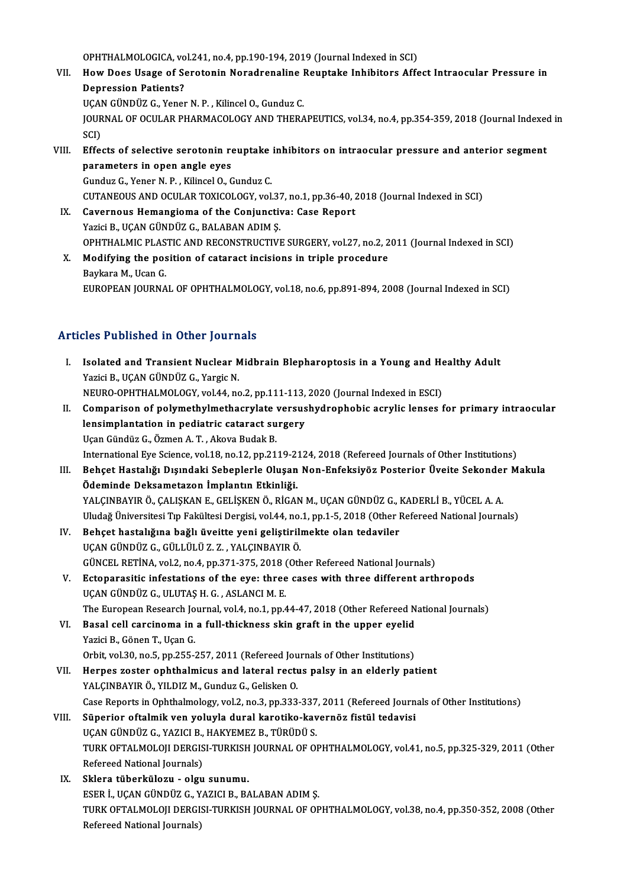OPHTHALMOLOGICA, vol.241, no.4, pp.190-194, 2019 (Journal Indexed in SCI)

VII. **How Does Usage of Serotonin Noradrenaline Reuptake Inhibitors Affect Intraocular Pressure in Depression Patients?**
UÇAN GÜNDÜZ G., Yener N. P. , Kilincel O., Gunduz C.
JOURNAL OF OCULAR PHARMACOLOGY AND THERAPEUTICS, vol.34, no.4, pp.354-359, 2018 (Journal Indexed in SCI)

VIII. **Effects of selective serotonin reuptake inhibitors on intraocular pressure and anterior segment parameters in open angle eyes**
Gunduz G., Yener N. P. , Kilincel O., Gunduz C.
CUTANEOUS AND OCULAR TOXICOLOGY, vol.37, no.1, pp.36-40, 2018 (Journal Indexed in SCI)

IX. **Cavernous Hemangioma of the Conjunctiva: Case Report**
Yazici B., UÇAN GÜNDÜZ G., BALABAN ADIM Ş.
OPHTHALMIC PLASTIC AND RECONSTRUCTIVE SURGERY, vol.27, no.2, 2011 (Journal Indexed in SCI)

X. **Modifying the position of cataract incisions in triple procedure**
Baykara M., Ucan G.
EUROPEAN JOURNAL OF OPHTHALMOLOGY, vol.18, no.6, pp.891-894, 2008 (Journal Indexed in SCI)

## Articles Published in Other Journals

I. **Isolated and Transient Nuclear Midbrain Blepharoptosis in a Young and Healthy Adult**
Yazici B., UÇAN GÜNDÜZ G., Yargic N.
NEURO-OPHTHALMOLOGY, vol.44, no.2, pp.111-113, 2020 (Journal Indexed in ESCI)

II. **Comparison of polymethylmethacrylate versushydrophobic acrylic lenses for primary intraocular lensimplantation in pediatric cataract surgery**
Uçan Gündüz G., Özmen A. T. , Akova Budak B.
International Eye Science, vol.18, no.12, pp.2119-2124, 2018 (Refereed Journals of Other Institutions)

III. **Behçet Hastalığı Dışındaki Sebeplerle Oluşan Non-Enfeksiyöz Posterior Üveite Sekonder Makula Ödeminde Deksametazon İmplantın Etkinliği.**
YALÇINBAYIR Ö., ÇALIŞKAN E., GELİŞKEN Ö., RİGAN M., UÇAN GÜNDÜZ G., KADERLİ B., YÜCEL A. A.
Uludağ Üniversitesi Tıp Fakültesi Dergisi, vol.44, no.1, pp.1-5, 2018 (Other Refereed National Journals)

IV. **Behçet hastalığına bağlı üveitte yeni geliştirilmekte olan tedaviler**
UÇAN GÜNDÜZ G., GÜLLÜLÜ Z. Z. , YALÇINBAYIR Ö.
GÜNCEL RETİNA, vol.2, no.4, pp.371-375, 2018 (Other Refereed National Journals)

V. **Ectoparasitic infestations of the eye: three cases with three different arthropods**
UÇAN GÜNDÜZ G., ULUTAŞ H. G. , ASLANCI M. E.
The European Research Journal, vol.4, no.1, pp.44-47, 2018 (Other Refereed National Journals)

VI. **Basal cell carcinoma in a full-thickness skin graft in the upper eyelid**
Yazici B., Gönen T., Uçan G.
Orbit, vol.30, no.5, pp.255-257, 2011 (Refereed Journals of Other Institutions)

VII. **Herpes zoster ophthalmicus and lateral rectus palsy in an elderly patient**
YALÇINBAYIR Ö., YILDIZ M., Gunduz G., Gelisken O.
Case Reports in Ophthalmology, vol.2, no.3, pp.333-337, 2011 (Refereed Journals of Other Institutions)

VIII. **Süperior oftalmik ven yoluyla dural karotiko-kavernöz fistül tedavisi**
UÇAN GÜNDÜZ G., YAZICI B., HAKYEMEZ B., TÜRÜDÜ S.
TURK OFTALMOLOJI DERGISI-TURKISH JOURNAL OF OPHTHALMOLOGY, vol.41, no.5, pp.325-329, 2011 (Other Refereed National Journals)

IX. **Sklera tüberkülozu - olgu sunumu.**
ESER İ., UÇAN GÜNDÜZ G., YAZICI B., BALABAN ADIM Ş.
TURK OFTALMOLOJI DERGISI-TURKISH JOURNAL OF OPHTHALMOLOGY, vol.38, no.4, pp.350-352, 2008 (Other Refereed National Journals)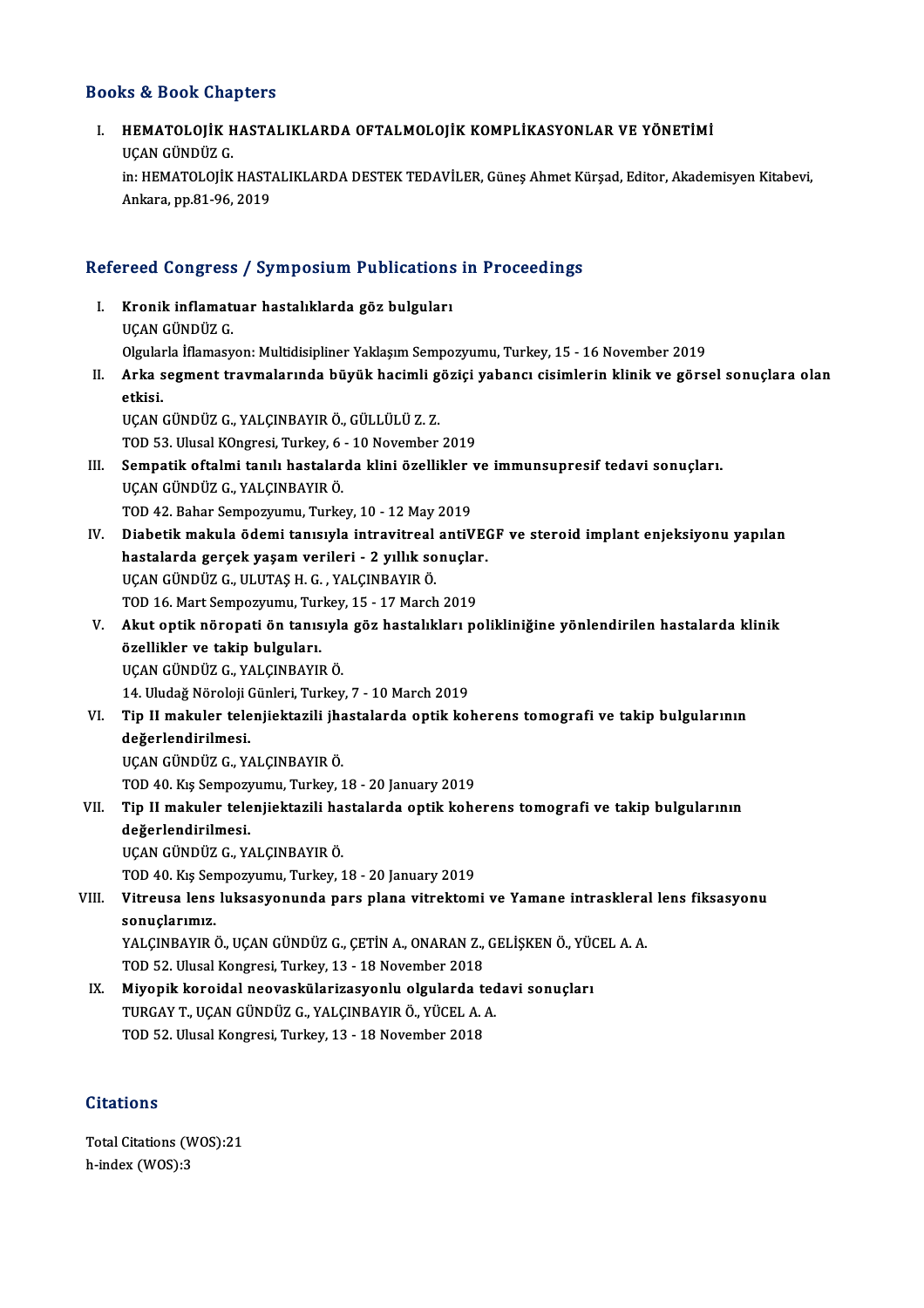## Books & Book Chapters

I. **HEMATOLOJİK HASTALIKLARDA OFTALMOLOJİK KOMPLİKASYONLAR VE YÖNETİMİ**
UÇAN GÜNDÜZ G.
in: HEMATOLOJİK HASTALIKLARDA DESTEK TEDAVİLER, Güneş Ahmet Kürşad, Editor, Akademisyen Kitabevi, Ankara, pp.81-96, 2019

## Refereed Congress / Symposium Publications in Proceedings

I. **Kronik inflamatuar hastalıklarda göz bulguları**
UÇAN GÜNDÜZ G.
Olgularla İflamasyon: Multidisipliner Yaklaşım Sempozyumu, Turkey, 15 - 16 November 2019

II. **Arka segment travmalarında büyük hacimli göziçi yabancı cisimlerin klinik ve görsel sonuçlara olan etkisi.**
UÇAN GÜNDÜZ G., YALÇINBAYIR Ö., GÜLLÜLÜ Z. Z.
TOD 53. Ulusal KOngresi, Turkey, 6 - 10 November 2019

III. **Sempatik oftalmi tanılı hastalarda klini özellikler ve immunsupresif tedavi sonuçları.**
UÇAN GÜNDÜZ G., YALÇINBAYIR Ö.
TOD 42. Bahar Sempozyumu, Turkey, 10 - 12 May 2019

IV. **Diabetik makula ödemi tanısıyla intravitreal antiVEGF ve steroid implant enjeksiyonu yapılan hastalarda gerçek yaşam verileri - 2 yıllık sonuçlar.**
UÇAN GÜNDÜZ G., ULUTAŞ H. G. , YALÇINBAYIR Ö.
TOD 16. Mart Sempozyumu, Turkey, 15 - 17 March 2019

V. **Akut optik nöropati ön tanısıyla göz hastalıkları polikliniğine yönlendirilen hastalarda klinik özellikler ve takip bulguları.**
UÇAN GÜNDÜZ G., YALÇINBAYIR Ö.
14. Uludağ Nöroloji Günleri, Turkey, 7 - 10 March 2019

VI. **Tip II makuler telenjiektazili jhastalarda optik koherens tomografi ve takip bulgularının değerlendirilmesi.**
UÇAN GÜNDÜZ G., YALÇINBAYIR Ö.
TOD 40. Kış Sempozyumu, Turkey, 18 - 20 January 2019

VII. **Tip II makuler telenjiektazili hastalarda optik koherens tomografi ve takip bulgularının değerlendirilmesi.**
UÇAN GÜNDÜZ G., YALÇINBAYIR Ö.
TOD 40. Kış Sempozyumu, Turkey, 18 - 20 January 2019

VIII. **Vitreusa lens luksasyonunda pars plana vitrektomi ve Yamane intraskleral lens fiksasyonu sonuçlarımız.**
YALÇINBAYIR Ö., UÇAN GÜNDÜZ G., ÇETİN A., ONARAN Z., GELİŞKEN Ö., YÜCEL A. A.
TOD 52. Ulusal Kongresi, Turkey, 13 - 18 November 2018

IX. **Miyopik koroidal neovaskülarizasyonlu olgularda tedavi sonuçları**
TURGAY T., UÇAN GÜNDÜZ G., YALÇINBAYIR Ö., YÜCEL A. A.
TOD 52. Ulusal Kongresi, Turkey, 13 - 18 November 2018

## Citations

Total Citations (WOS):21
h-index (WOS):3